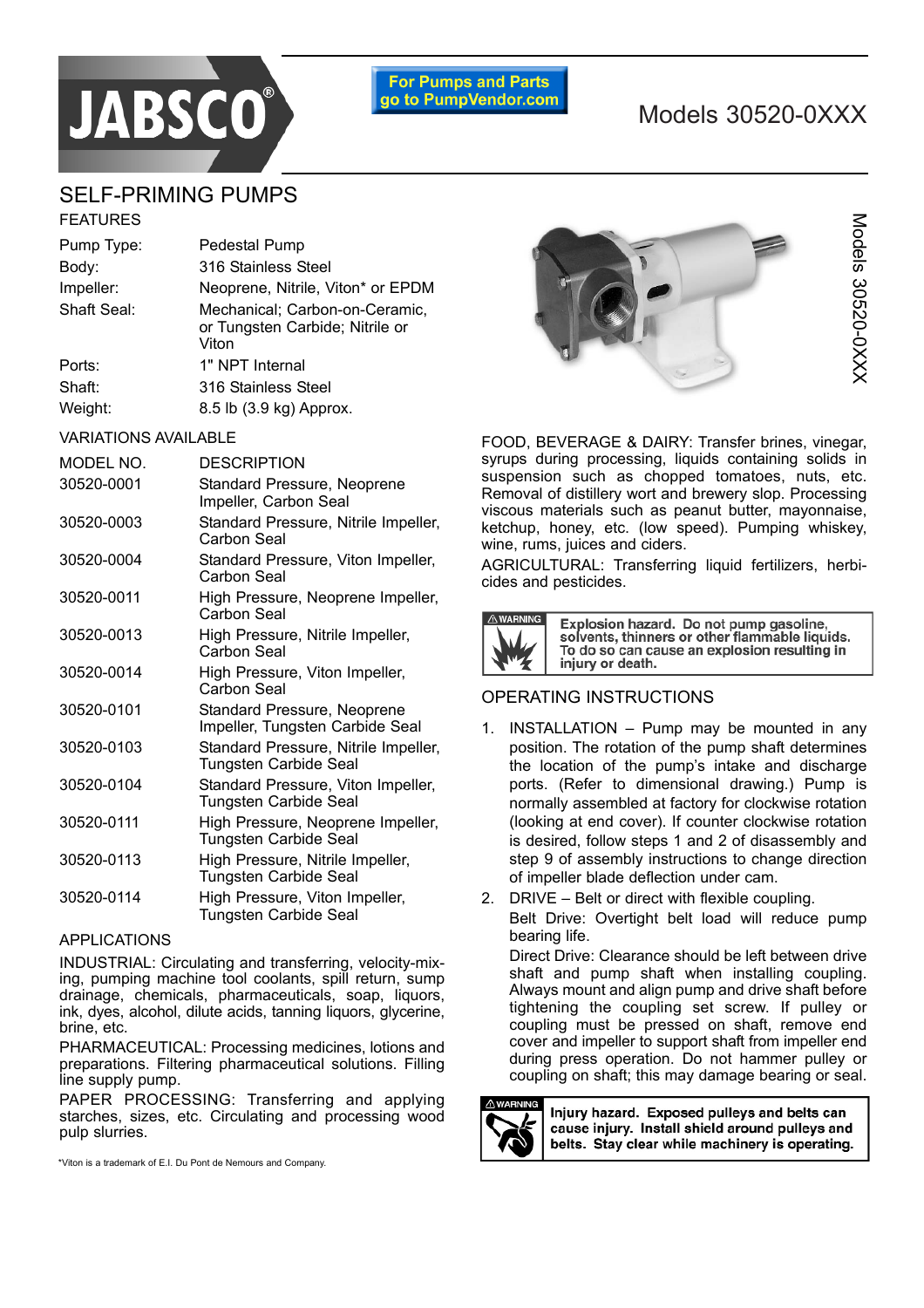JABSCO®

For Pumps and Parts go to PumpVendor.com

# Models 30520-0XXX

## SELF-PRIMING PUMPS

### FEATURES

| | |
|---|---|
| Pump Type: | Pedestal Pump |
| Body: | 316 Stainless Steel |
| Impeller: | Neoprene, Nitrile, Viton* or EPDM |
| Shaft Seal: | Mechanical; Carbon-on-Ceramic, or Tungsten Carbide; Nitrile or Viton |
| Ports: | 1" NPT Internal |
| Shaft: | 316 Stainless Steel |
| Weight: | 8.5 lb (3.9 kg) Approx. |

### VARIATIONS AVAILABLE

| MODEL NO. | DESCRIPTION |
|---|---|
| 30520-0001 | Standard Pressure, Neoprene Impeller, Carbon Seal |
| 30520-0003 | Standard Pressure, Nitrile Impeller, Carbon Seal |
| 30520-0004 | Standard Pressure, Viton Impeller, Carbon Seal |
| 30520-0011 | High Pressure, Neoprene Impeller, Carbon Seal |
| 30520-0013 | High Pressure, Nitrile Impeller, Carbon Seal |
| 30520-0014 | High Pressure, Viton Impeller, Carbon Seal |
| 30520-0101 | Standard Pressure, Neoprene Impeller, Tungsten Carbide Seal |
| 30520-0103 | Standard Pressure, Nitrile Impeller, Tungsten Carbide Seal |
| 30520-0104 | Standard Pressure, Viton Impeller, Tungsten Carbide Seal |
| 30520-0111 | High Pressure, Neoprene Impeller, Tungsten Carbide Seal |
| 30520-0113 | High Pressure, Nitrile Impeller, Tungsten Carbide Seal |
| 30520-0114 | High Pressure, Viton Impeller, Tungsten Carbide Seal |

### APPLICATIONS

INDUSTRIAL: Circulating and transferring, velocity-mixing, pumping machine tool coolants, spill return, sump drainage, chemicals, pharmaceuticals, soap, liquors, ink, dyes, alcohol, dilute acids, tanning liquors, glycerine, brine, etc.

PHARMACEUTICAL: Processing medicines, lotions and preparations. Filtering pharmaceutical solutions. Filling line supply pump.

PAPER PROCESSING: Transferring and applying starches, sizes, etc. Circulating and processing wood pulp slurries.

FOOD, BEVERAGE & DAIRY: Transfer brines, vinegar, syrups during processing, liquids containing solids in suspension such as chopped tomatoes, nuts, etc. Removal of distillery wort and brewery slop. Processing viscous materials such as peanut butter, mayonnaise, ketchup, honey, etc. (low speed). Pumping whiskey, wine, rums, juices and ciders.

AGRICULTURAL: Transferring liquid fertilizers, herbicides and pesticides.

⚠ WARNING **Explosion hazard. Do not pump gasoline, solvents, thinners or other flammable liquids. To do so can cause an explosion resulting in injury or death.**

### OPERATING INSTRUCTIONS

1. INSTALLATION – Pump may be mounted in any position. The rotation of the pump shaft determines the location of the pump's intake and discharge ports. (Refer to dimensional drawing.) Pump is normally assembled at factory for clockwise rotation (looking at end cover). If counter clockwise rotation is desired, follow steps 1 and 2 of disassembly and step 9 of assembly instructions to change direction of impeller blade deflection under cam.
2. DRIVE – Belt or direct with flexible coupling.

   Belt Drive: Overtight belt load will reduce pump bearing life.

   Direct Drive: Clearance should be left between drive shaft and pump shaft when installing coupling. Always mount and align pump and drive shaft before tightening the coupling set screw. If pulley or coupling must be pressed on shaft, remove end cover and impeller to support shaft from impeller end during press operation. Do not hammer pulley or coupling on shaft; this may damage bearing or seal.

⚠ WARNING **Injury hazard. Exposed pulleys and belts can cause injury. Install shield around pulleys and belts. Stay clear while machinery is operating.**

*Viton is a trademark of E.I. Du Pont de Nemours and Company.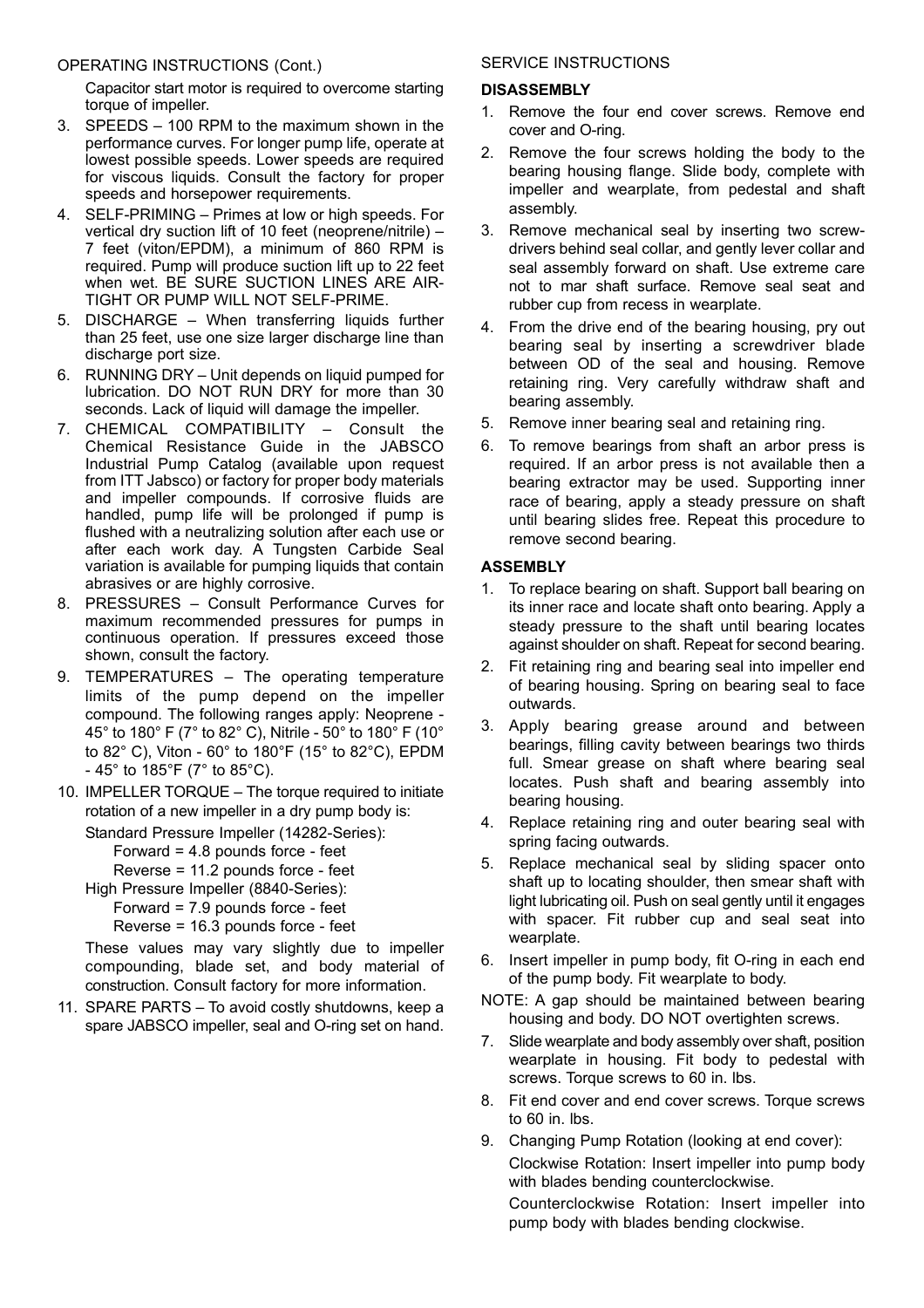## OPERATING INSTRUCTIONS (Cont.)

Capacitor start motor is required to overcome starting torque of impeller.

3. SPEEDS – 100 RPM to the maximum shown in the performance curves. For longer pump life, operate at lowest possible speeds. Lower speeds are required for viscous liquids. Consult the factory for proper speeds and horsepower requirements.
4. SELF-PRIMING – Primes at low or high speeds. For vertical dry suction lift of 10 feet (neoprene/nitrile) – 7 feet (viton/EPDM), a minimum of 860 RPM is required. Pump will produce suction lift up to 22 feet when wet. BE SURE SUCTION LINES ARE AIR-TIGHT OR PUMP WILL NOT SELF-PRIME.
5. DISCHARGE – When transferring liquids further than 25 feet, use one size larger discharge line than discharge port size.
6. RUNNING DRY – Unit depends on liquid pumped for lubrication. DO NOT RUN DRY for more than 30 seconds. Lack of liquid will damage the impeller.
7. CHEMICAL COMPATIBILITY – Consult the Chemical Resistance Guide in the JABSCO Industrial Pump Catalog (available upon request from ITT Jabsco) or factory for proper body materials and impeller compounds. If corrosive fluids are handled, pump life will be prolonged if pump is flushed with a neutralizing solution after each use or after each work day. A Tungsten Carbide Seal variation is available for pumping liquids that contain abrasives or are highly corrosive.
8. PRESSURES – Consult Performance Curves for maximum recommended pressures for pumps in continuous operation. If pressures exceed those shown, consult the factory.
9. TEMPERATURES – The operating temperature limits of the pump depend on the impeller compound. The following ranges apply: Neoprene - 45° to 180° F (7° to 82° C), Nitrile - 50° to 180° F (10° to 82° C), Viton - 60° to 180°F (15° to 82°C), EPDM - 45° to 185°F (7° to 85°C).
10. IMPELLER TORQUE – The torque required to initiate rotation of a new impeller in a dry pump body is:

    Standard Pressure Impeller (14282-Series):

    Forward = 4.8 pounds force - feet

    Reverse = 11.2 pounds force - feet

    High Pressure Impeller (8840-Series):

    Forward = 7.9 pounds force - feet

    Reverse = 16.3 pounds force - feet

    These values may vary slightly due to impeller compounding, blade set, and body material of construction. Consult factory for more information.
11. SPARE PARTS – To avoid costly shutdowns, keep a spare JABSCO impeller, seal and O-ring set on hand.

## SERVICE INSTRUCTIONS

### DISASSEMBLY

1. Remove the four end cover screws. Remove end cover and O-ring.
2. Remove the four screws holding the body to the bearing housing flange. Slide body, complete with impeller and wearplate, from pedestal and shaft assembly.
3. Remove mechanical seal by inserting two screw-drivers behind seal collar, and gently lever collar and seal assembly forward on shaft. Use extreme care not to mar shaft surface. Remove seal seat and rubber cup from recess in wearplate.
4. From the drive end of the bearing housing, pry out bearing seal by inserting a screwdriver blade between OD of the seal and housing. Remove retaining ring. Very carefully withdraw shaft and bearing assembly.
5. Remove inner bearing seal and retaining ring.
6. To remove bearings from shaft an arbor press is required. If an arbor press is not available then a bearing extractor may be used. Supporting inner race of bearing, apply a steady pressure on shaft until bearing slides free. Repeat this procedure to remove second bearing.

### ASSEMBLY

1. To replace bearing on shaft. Support ball bearing on its inner race and locate shaft onto bearing. Apply a steady pressure to the shaft until bearing locates against shoulder on shaft. Repeat for second bearing.
2. Fit retaining ring and bearing seal into impeller end of bearing housing. Spring on bearing seal to face outwards.
3. Apply bearing grease around and between bearings, filling cavity between bearings two thirds full. Smear grease on shaft where bearing seal locates. Push shaft and bearing assembly into bearing housing.
4. Replace retaining ring and outer bearing seal with spring facing outwards.
5. Replace mechanical seal by sliding spacer onto shaft up to locating shoulder, then smear shaft with light lubricating oil. Push on seal gently until it engages with spacer. Fit rubber cup and seal seat into wearplate.
6. Insert impeller in pump body, fit O-ring in each end of the pump body. Fit wearplate to body.

NOTE: A gap should be maintained between bearing housing and body. DO NOT overtighten screws.

7. Slide wearplate and body assembly over shaft, position wearplate in housing. Fit body to pedestal with screws. Torque screws to 60 in. lbs.
8. Fit end cover and end cover screws. Torque screws to 60 in. lbs.
9. Changing Pump Rotation (looking at end cover):

   Clockwise Rotation: Insert impeller into pump body with blades bending counterclockwise.

   Counterclockwise Rotation: Insert impeller into pump body with blades bending clockwise.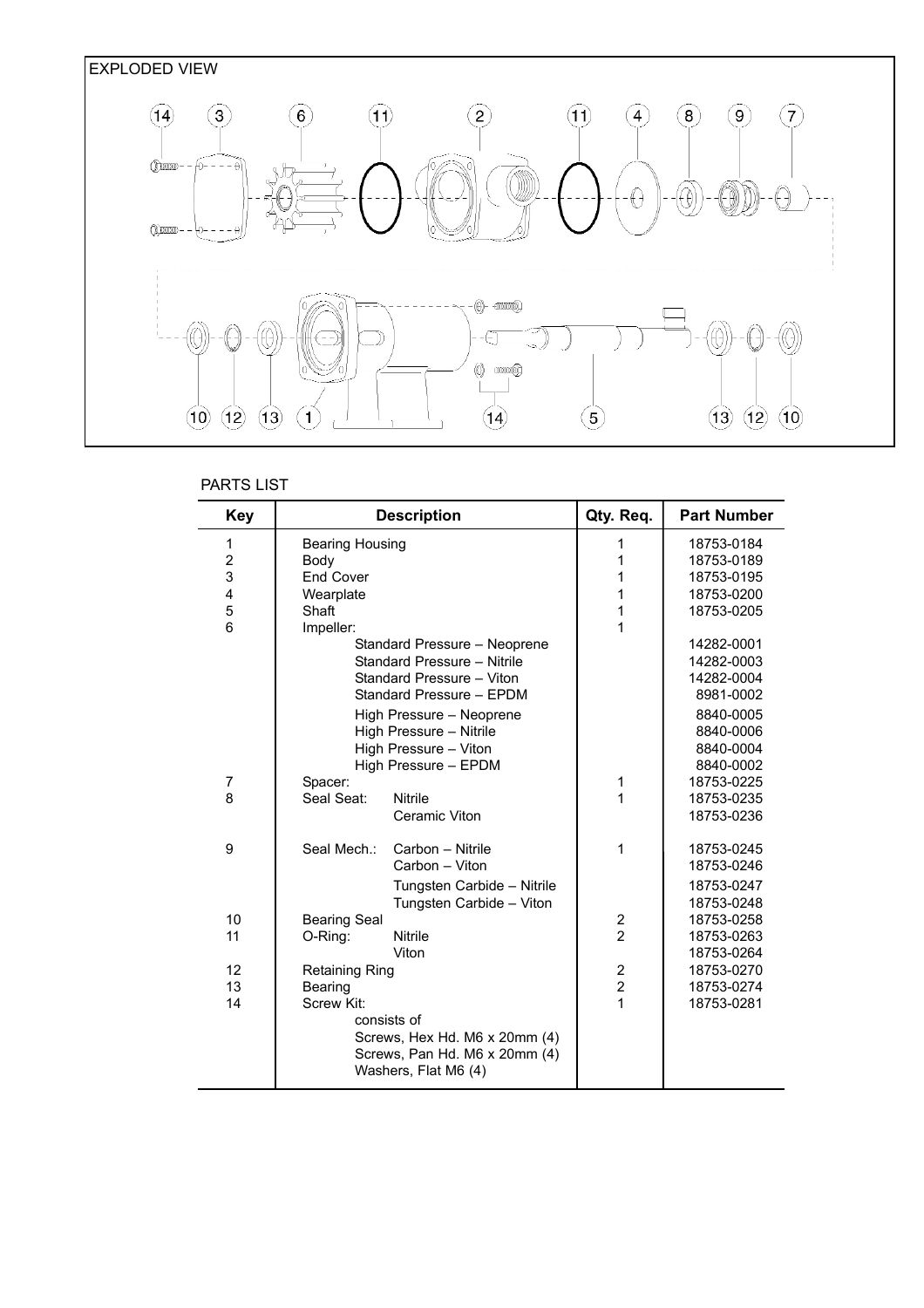EXPLODED VIEW

PARTS LIST

| Key | Description | Qty. Req. | Part Number |
|---|---|---|---|
| 1 | Bearing Housing | 1 | 18753-0184 |
| 2 | Body | 1 | 18753-0189 |
| 3 | End Cover | 1 | 18753-0195 |
| 4 | Wearplate | 1 | 18753-0200 |
| 5 | Shaft | 1 | 18753-0205 |
| 6 | Impeller: | 1 | |
| | Standard Pressure – Neoprene | | 14282-0001 |
| | Standard Pressure – Nitrile | | 14282-0003 |
| | Standard Pressure – Viton | | 14282-0004 |
| | Standard Pressure – EPDM | | 8981-0002 |
| | High Pressure – Neoprene | | 8840-0005 |
| | High Pressure – Nitrile | | 8840-0006 |
| | High Pressure – Viton | | 8840-0004 |
| | High Pressure – EPDM | | 8840-0002 |
| 7 | Spacer: | 1 | 18753-0225 |
| 8 | Seal Seat: Nitrile | 1 | 18753-0235 |
| | Ceramic Viton | | 18753-0236 |
| 9 | Seal Mech.: Carbon – Nitrile | 1 | 18753-0245 |
| | Carbon – Viton | | 18753-0246 |
| | Tungsten Carbide – Nitrile | | 18753-0247 |
| | Tungsten Carbide – Viton | | 18753-0248 |
| 10 | Bearing Seal | 2 | 18753-0258 |
| 11 | O-Ring: Nitrile | 2 | 18753-0263 |
| | Viton | | 18753-0264 |
| 12 | Retaining Ring | 2 | 18753-0270 |
| 13 | Bearing | 2 | 18753-0274 |
| 14 | Screw Kit: | 1 | 18753-0281 |
| | consists of | | |
| | Screws, Hex Hd. M6 x 20mm (4) | | |
| | Screws, Pan Hd. M6 x 20mm (4) | | |
| | Washers, Flat M6 (4) | | |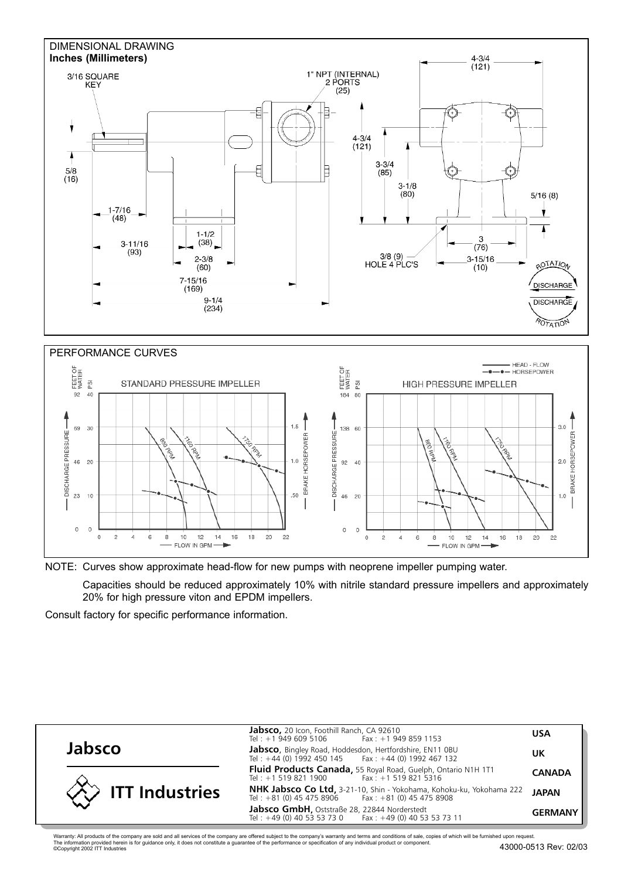## DIMENSIONAL DRAWING

**Inches (Millimeters)**

3/16 SQUARE KEY

1" NPT (INTERNAL) 2 PORTS (25)

4-3/4 (121)

4-3/4 (121)

3-3/4 (85)

3-1/8 (80)

5/16 (8)

5/8 (16)

1-7/16 (48)

1-1/2 (38)

3-11/16 (93)

2-3/8 (60)

7-15/16 (169)

9-1/4 (234)

3 (76)

3/8 (9) HOLE 4 PLC'S

3-15/16 (10)

ROTATION

DISCHARGE

DISCHARGE

ROTATION

## PERFORMANCE CURVES

HEAD - FLOW

HORSEPOWER

STANDARD PRESSURE IMPELLER

FEET OF WATER

PSI

92 40

69 30

46 20

23 10

0 0

DISCHARGE PRESSURE

BRAKE HORSEPOWER

1.5

1.0

.50

860 RPM

1160 RPM

1750 RPM

0 2 4 6 8 10 12 14 16 18 20 22

FLOW IN GPM

HIGH PRESSURE IMPELLER

FEET OF WATER

PSI

184 80

138 60

92 40

46 20

0 0

DISCHARGE PRESSURE

BRAKE HORSEPOWER

3.0

2.0

1.0

860 RPM

1160 RPM

1750 RPM

0 2 4 6 8 10 12 14 16 18 20 22

FLOW IN GPM

NOTE: Curves show approximate head-flow for new pumps with neoprene impeller pumping water.

Capacities should be reduced approximately 10% with nitrile standard pressure impellers and approximately 20% for high pressure viton and EPDM impellers.

Consult factory for specific performance information.

**Jabsco**

**ITT Industries**

| | |
|---|---|
| **Jabsco,** 20 Icon, Foothill Ranch, CA 92610 Tel : +1 949 609 5106 Fax : +1 949 859 1153 | **USA** |
| **Jabsco**, Bingley Road, Hoddesdon, Hertfordshire, EN11 0BU Tel : +44 (0) 1992 450 145 Fax : +44 (0) 1992 467 132 | **UK** |
| **Fluid Products Canada,** 55 Royal Road, Guelph, Ontario N1H 1T1 Tel : +1 519 821 1900 Fax : +1 519 821 5316 | **CANADA** |
| **NHK Jabsco Co Ltd,** 3-21-10, Shin - Yokohama, Kohoku-ku, Yokohama 222 Tel : +81 (0) 45 475 8906 Fax : +81 (0) 45 475 8908 | **JAPAN** |
| **Jabsco GmbH,** Oststraße 28, 22844 Norderstedt Tel : +49 (0) 40 53 53 73 0 Fax : +49 (0) 40 53 53 73 11 | **GERMANY** |

Warranty: All products of the company are sold and all services of the company are offered subject to the company's warranty and terms and conditions of sale, copies of which will be furnished upon request.
The information provided herein is for guidance only, it does not constitute a guarantee of the performance or specification of any individual product or component.
©Copyright 2002 ITT Industries

43000-0513 Rev: 02/03